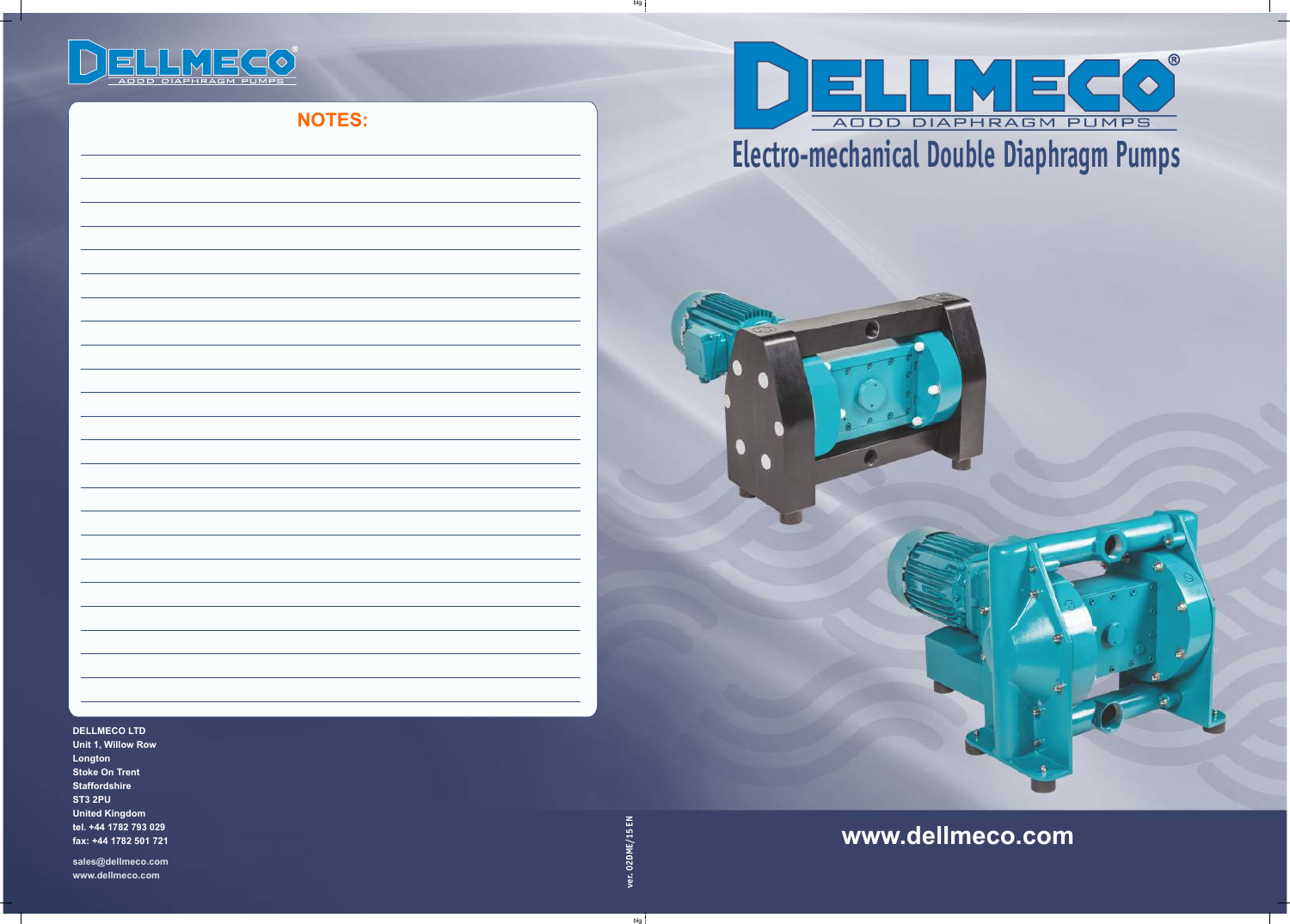DELLMECO
AODD DIAPHRAGM PUMPS

## NOTES:

**DELLMECO LTD**
**Unit 1, Willow Row**
**Longton**
**Stoke On Trent**
**Staffordshire**
**ST3 2PU**
**United Kingdom**
**tel. +44 1782 793 029**
**fax: +44 1782 501 721**

**sales@dellmeco.com**
**www.dellmeco.com**

ver. 02DME/15 EN

# DELLMECO®
AODD DIAPHRAGM PUMPS

## Electro-mechanical Double Diaphragm Pumps

**www.dellmeco.com**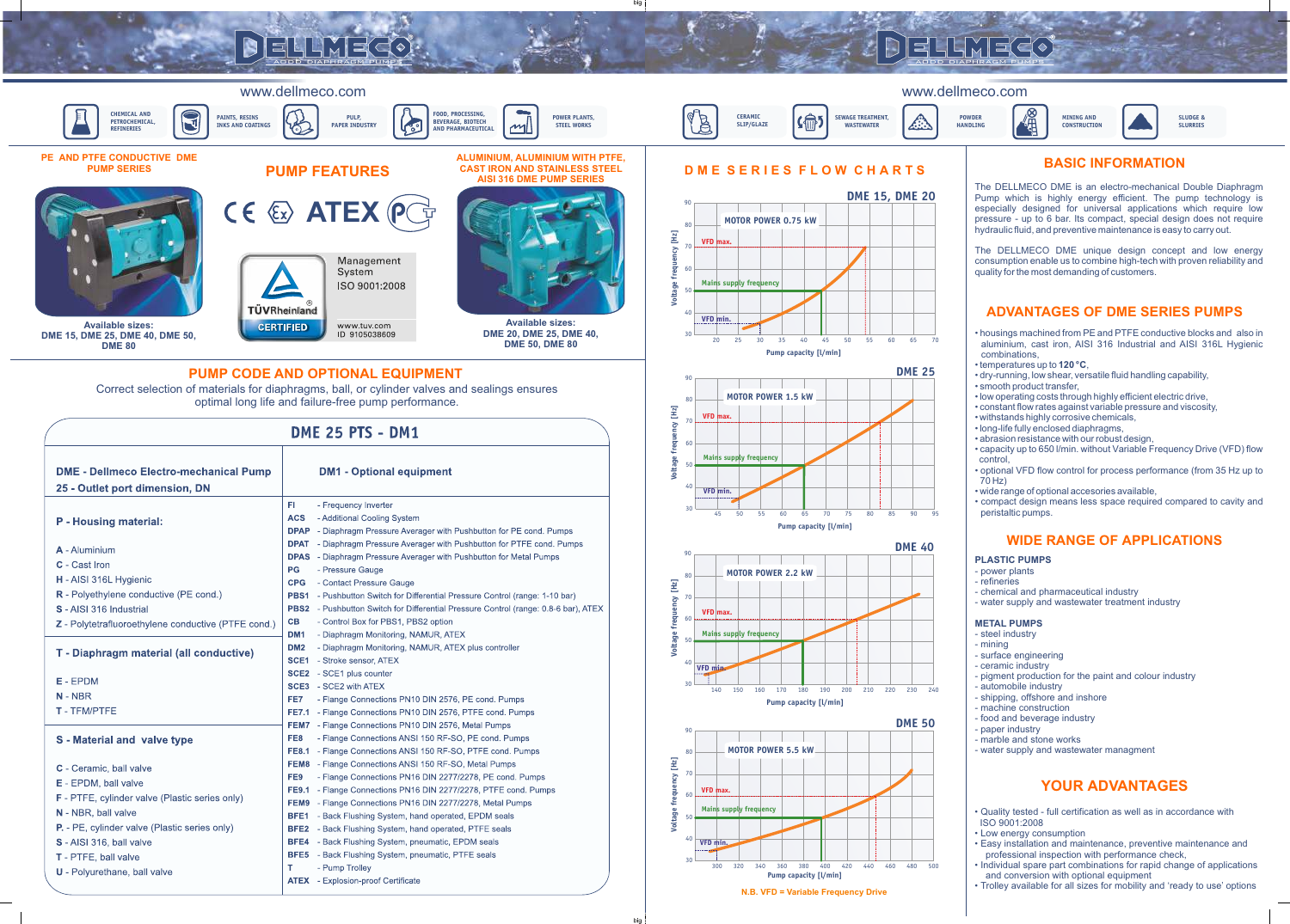DELLMECO AODD DIAPHRAGM PUMPS

www.dellmeco.com

CHEMICAL AND PETROCHEMICAL, REFINERIES | PAINTS, RESINS INKS AND COATINGS | PULP, PAPER INDUSTRY | FOOD, PROCESSING, BEVERAGE, BIOTECH AND PHARMACEUTICAL | POWER PLANTS, STEEL WORKS

## PE AND PTFE CONDUCTIVE DME PUMP SERIES

Available sizes:
DME 15, DME 25, DME 40, DME 50, DME 80

## PUMP FEATURES

CE Ex ATEX PCT

Management System ISO 9001:2008

TÜVRheinland CERTIFIED

www.tuv.com
ID 9105038609

## ALUMINIUM, ALUMINIUM WITH PTFE, CAST IRON AND STAINLESS STEEL AISI 316 DME PUMP SERIES

Available sizes:
DME 20, DME 25, DME 40, DME 50, DME 80

## PUMP CODE AND OPTIONAL EQUIPMENT

Correct selection of materials for diaphragms, ball, or cylinder valves and sealings ensures optimal long life and failure-free pump performance.

### DME 25 PTS - DM1

**DME - Dellmeco Electro-mechanical Pump**
**25 - Outlet port dimension, DN**

**P - Housing material:**

- A - Aluminium
- C - Cast Iron
- H - AISI 316L Hygienic
- R - Polyethylene conductive (PE cond.)
- S - AISI 316 Industrial
- Z - Polytetrafluoroethylene conductive (PTFE cond.)

**T - Diaphragm material (all conductive)**

- E - EPDM
- N - NBR
- T - TFM/PTFE

**S - Material and valve type**

- C - Ceramic, ball valve
- E - EPDM, ball valve
- F - PTFE, cylinder valve (Plastic series only)
- N - NBR, ball valve
- P. - PE, cylinder valve (Plastic series only)
- S - AISI 316, ball valve
- T - PTFE, ball valve
- U - Polyurethane, ball valve

**DM1 - Optional equipment**

| | |
|---|---|
| FI | - Frequency Inverter |
| ACS | - Additional Cooling System |
| DPAP | - Diaphragm Pressure Averager with Pushbutton for PE cond. Pumps |
| DPAT | - Diaphragm Pressure Averager with Pushbutton for PTFE cond. Pumps |
| DPAS | - Diaphragm Pressure Averager with Pushbutton for Metal Pumps |
| PG | - Pressure Gauge |
| CPG | - Contact Pressure Gauge |
| PBS1 | - Pushbutton Switch for Differential Pressure Control (range: 1-10 bar) |
| PBS2 | - Pushbutton Switch for Differential Pressure Control (range: 0.8-6 bar), ATEX |
| CB | - Control Box for PBS1, PBS2 option |
| DM1 | - Diaphragm Monitoring, NAMUR, ATEX |
| DM2 | - Diaphragm Monitoring, NAMUR, ATEX plus controller |
| SCE1 | - Stroke sensor, ATEX |
| SCE2 | - SCE1 plus counter |
| SCE3 | - SCE2 with ATEX |
| FE7 | - Flange Connections PN10 DIN 2576, PE cond. Pumps |
| FE7.1 | - Flange Connections PN10 DIN 2576, PTFE cond. Pumps |
| FEM7 | - Flange Connections PN10 DIN 2576, Metal Pumps |
| FE8 | - Flange Connections ANSI 150 RF-SO, PE cond. Pumps |
| FE8.1 | - Flange Connections ANSI 150 RF-SO, PTFE cond. Pumps |
| FEM8 | - Flange Connections ANSI 150 RF-SO, Metal Pumps |
| FE9 | - Flange Connections PN16 DIN 2277/2278, PE cond. Pumps |
| FE9.1 | - Flange Connections PN16 DIN 2277/2278, PTFE cond. Pumps |
| FEM9 | - Flange Connections PN16 DIN 2277/2278, Metal Pumps |
| BFE1 | - Back Flushing System, hand operated, EPDM seals |
| BFE2 | - Back Flushing System, hand operated, PTFE seals |
| BFE4 | - Back Flushing System, pneumatic, EPDM seals |
| BFE5 | - Back Flushing System, pneumatic, PTFE seals |
| T | - Pump Trolley |
| ATEX | - Explosion-proof Certificate |

DELLMECO AODD DIAPHRAGM PUMPS

www.dellmeco.com

CERAMIC SLIP/GLAZE | SEWAGE TREATMENT, WASTEWATER | POWDER HANDLING | MINING AND CONSTRUCTION | SLUDGE & SLURRIES

## DME SERIES FLOW CHARTS

DME 15, DME 20
MOTOR POWER 0.75 kW
VFD max.
Mains supply frequency
VFD min.
Voltage frequency [Hz]: 30, 40, 50, 60, 70, 80, 90
Pump capacity [l/min]: 20, 25, 30, 35, 40, 45, 50, 55, 60, 65, 70

DME 25
MOTOR POWER 1.5 kW
VFD max.
Mains supply frequency
VFD min.
Voltage frequency [Hz]: 30, 40, 50, 60, 70, 80, 90
Pump capacity [l/min]: 45, 50, 55, 60, 65, 70, 75, 80, 85, 90, 95

DME 40
MOTOR POWER 2.2 kW
VFD max.
Mains supply frequency
VFD min.
Voltage frequency [Hz]: 30, 40, 50, 60, 70, 80, 90
Pump capacity [l/min]: 140, 150, 160, 170, 180, 190, 200, 210, 220, 230, 240

DME 50
MOTOR POWER 5.5 kW
VFD max.
Mains supply frequency
VFD min.
Voltage frequency [Hz]: 30, 40, 50, 60, 70, 80, 90
Pump capacity [l/min]: 300, 320, 340, 360, 380, 400, 420, 440, 460, 480, 500

N.B. VFD = Variable Frequency Drive

## BASIC INFORMATION

The DELLMECO DME is an electro-mechanical Double Diaphragm Pump which is highly energy efficient. The pump technology is especially designed for universal applications which require low pressure - up to 6 bar. Its compact, special design does not require hydraulic fluid, and preventive maintenance is easy to carry out.

The DELLMECO DME unique design concept and low energy consumption enable us to combine high-tech with proven reliability and quality for the most demanding of customers.

## ADVANTAGES OF DME SERIES PUMPS

- housings machined from PE and PTFE conductive blocks and also in aluminium, cast iron, AISI 316 Industrial and AISI 316L Hygienic combinations,
- temperatures up to **120 °C**,
- dry-running, low shear, versatile fluid handling capability,
- smooth product transfer,
- low operating costs through highly efficient electric drive,
- constant flow rates against variable pressure and viscosity,
- withstands highly corrosive chemicals,
- long-life fully enclosed diaphragms,
- abrasion resistance with our robust design,
- capacity up to 650 l/min. without Variable Frequency Drive (VFD) flow control,
- optional VFD flow control for process performance (from 35 Hz up to 70 Hz)
- wide range of optional accesories available,
- compact design means less space required compared to cavity and peristaltic pumps.

## WIDE RANGE OF APPLICATIONS

**PLASTIC PUMPS**
- power plants
- refineries
- chemical and pharmaceutical industry
- water supply and wastewater treatment industry

**METAL PUMPS**
- steel industry
- mining
- surface engineering
- ceramic industry
- pigment production for the paint and colour industry
- automobile industry
- shipping, offshore and inshore
- machine construction
- food and beverage industry
- paper industry
- marble and stone works
- water supply and wastewater managment

## YOUR ADVANTAGES

- Quality tested - full certification as well as in accordance with ISO 9001:2008
- Low energy consumption
- Easy installation and maintenance, preventive maintenance and professional inspection with performance check,
- Individual spare part combinations for rapid change of applications and conversion with optional equipment
- Trolley available for all sizes for mobility and 'ready to use' options